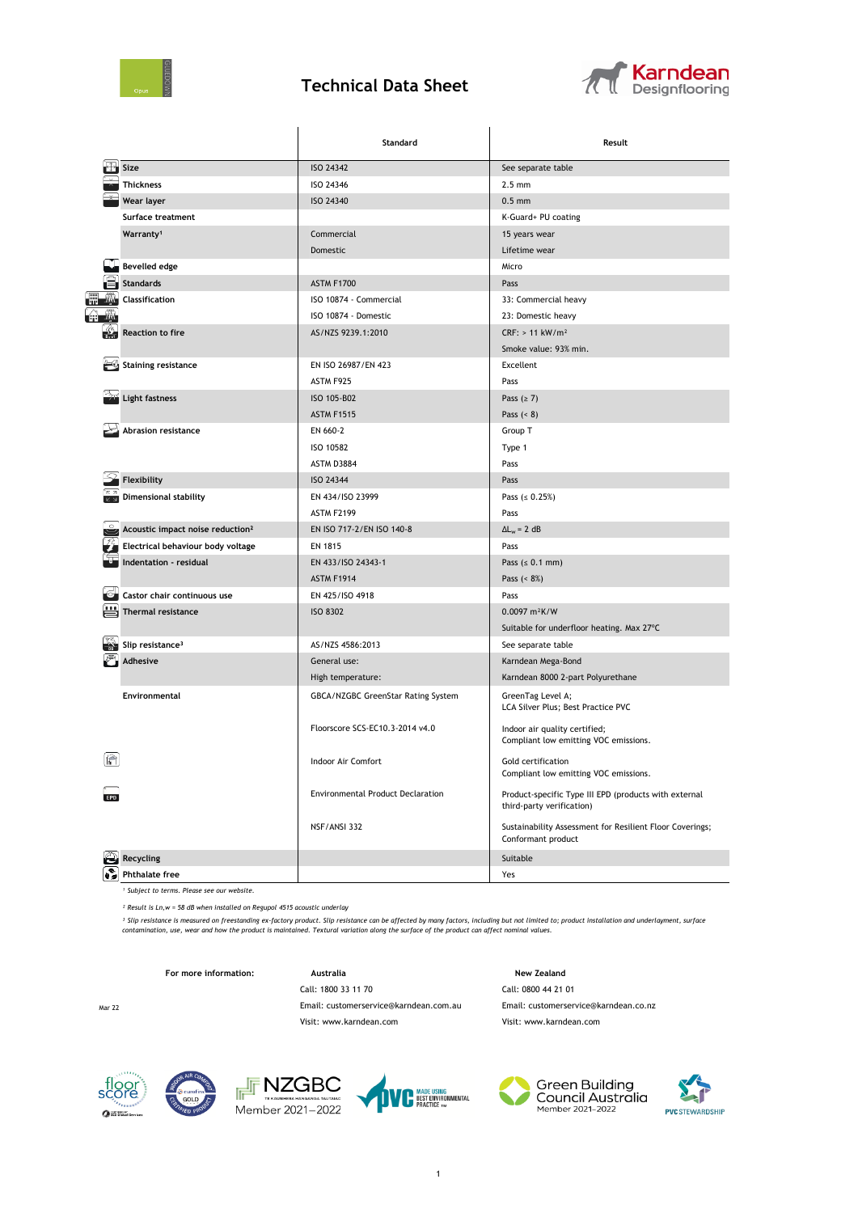# Technical Data Sheet

Karndean Designflooring

| | Standard | Result |
|---|---|---|
| Size | ISO 24342 | See separate table |
| Thickness | ISO 24346 | 2.5 mm |
| Wear layer | ISO 24340 | 0.5 mm |
| Surface treatment | | K-Guard+ PU coating |
| Warranty[1] | Commercial | 15 years wear |
| | Domestic | Lifetime wear |
| Bevelled edge | | Micro |
| Standards | ASTM F1700 | Pass |
| Classification | ISO 10874 - Commercial | 33: Commercial heavy |
| | ISO 10874 - Domestic | 23: Domestic heavy |
| Reaction to fire | AS/NZS 9239.1:2010 | CRF: > 11 kW/m² |
| | | Smoke value: 93% min. |
| Staining resistance | EN ISO 26987/EN 423 | Excellent |
| | ASTM F925 | Pass |
| Light fastness | ISO 105-B02 | Pass (≥ 7) |
| | ASTM F1515 | Pass (< 8) |
| Abrasion resistance | EN 660-2 | Group T |
| | ISO 10582 | Type 1 |
| | ASTM D3884 | Pass |
| Flexibility | ISO 24344 | Pass |
| Dimensional stability | EN 434/ISO 23999 | Pass (≤ 0.25%) |
| | ASTM F2199 | Pass |
| Acoustic impact noise reduction[2] | EN ISO 717-2/EN ISO 140-8 | $\Delta L_w$ = 2 dB |
| Electrical behaviour body voltage | EN 1815 | Pass |
| Indentation - residual | EN 433/ISO 24343-1 | Pass (≤ 0.1 mm) |
| | ASTM F1914 | Pass (< 8%) |
| Castor chair continuous use | EN 425/ISO 4918 | Pass |
| Thermal resistance | ISO 8302 | 0.0097 m²K/W |
| | | Suitable for underfloor heating. Max 27°C |
| Slip resistance[3] | AS/NZS 4586:2013 | See separate table |
| Adhesive | General use: | Karndean Mega-Bond |
| | High temperature: | Karndean 8000 2-part Polyurethane |
| Environmental | GBCA/NZGBC GreenStar Rating System | GreenTag Level A; LCA Silver Plus; Best Practice PVC |
| | Floorscore SCS-EC10.3-2014 v4.0 | Indoor air quality certified; Compliant low emitting VOC emissions. |
| | Indoor Air Comfort | Gold certification Compliant low emitting VOC emissions. |
| | Environmental Product Declaration | Product-specific Type III EPD (products with external third-party verification) |
| | NSF/ANSI 332 | Sustainability Assessment for Resilient Floor Coverings; Conformant product |
| Recycling | | Suitable |
| Phthalate free | | Yes |

*[1] Subject to terms. Please see our website.*

*[2] Result is Ln,w = 58 dB when installed on Regupol 4515 acoustic underlay*

*[3] Slip resistance is measured on freestanding ex-factory product. Slip resistance can be affected by many factors, including but not limited to; product installation and underlayment, surface contamination, use, wear and how the product is maintained. Textural variation along the surface of the product can affect nominal values.*

**For more information:**

**Australia**
Call: 1800 33 11 70
Email: customerservice@karndean.com.au
Visit: www.karndean.com

**New Zealand**
Call: 0800 44 21 01
Email: customerservice@karndean.co.nz
Visit: www.karndean.com

Mar 22

NZGBC Member 2021–2022 · Green Building Council Australia Member 2021–2022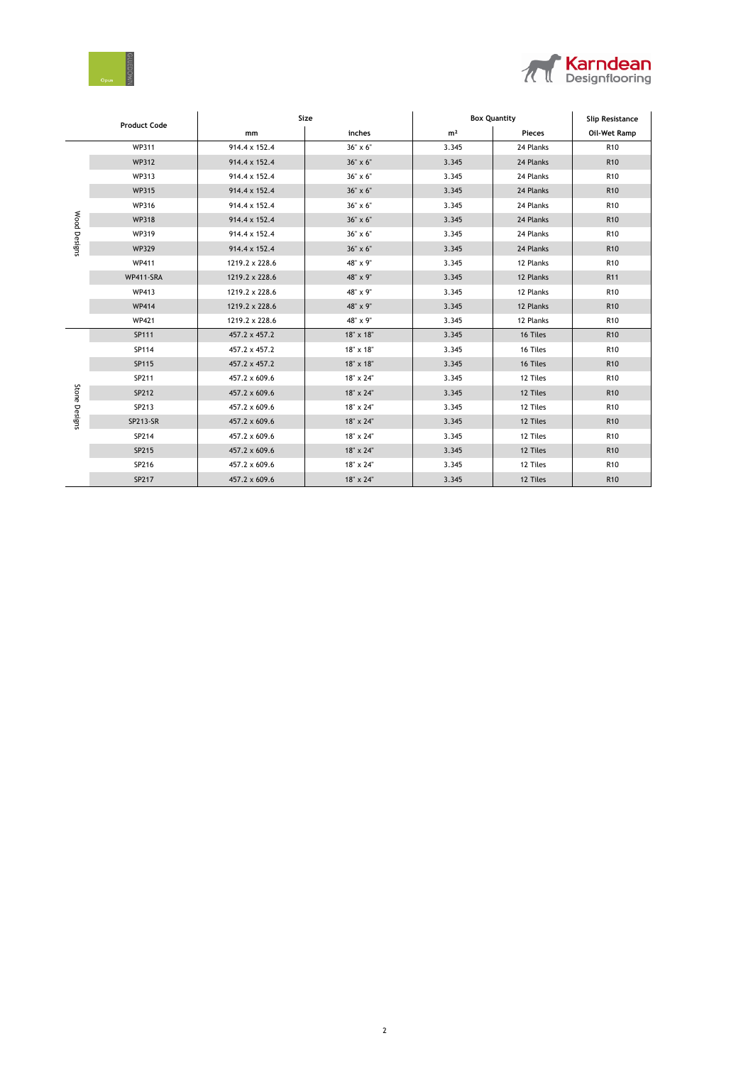| | Product Code | Size | | Box Quantity | | Slip Resistance |
|---|---|---|---|---|---|---|
| | | mm | inches | m² | Pieces | Oil-Wet Ramp |
| Wood Designs | WP311 | 914.4 x 152.4 | 36" x 6" | 3.345 | 24 Planks | R10 |
| | WP312 | 914.4 x 152.4 | 36" x 6" | 3.345 | 24 Planks | R10 |
| | WP313 | 914.4 x 152.4 | 36" x 6" | 3.345 | 24 Planks | R10 |
| | WP315 | 914.4 x 152.4 | 36" x 6" | 3.345 | 24 Planks | R10 |
| | WP316 | 914.4 x 152.4 | 36" x 6" | 3.345 | 24 Planks | R10 |
| | WP318 | 914.4 x 152.4 | 36" x 6" | 3.345 | 24 Planks | R10 |
| | WP319 | 914.4 x 152.4 | 36" x 6" | 3.345 | 24 Planks | R10 |
| | WP329 | 914.4 x 152.4 | 36" x 6" | 3.345 | 24 Planks | R10 |
| | WP411 | 1219.2 x 228.6 | 48" x 9" | 3.345 | 12 Planks | R10 |
| | WP411-SRA | 1219.2 x 228.6 | 48" x 9" | 3.345 | 12 Planks | R11 |
| | WP413 | 1219.2 x 228.6 | 48" x 9" | 3.345 | 12 Planks | R10 |
| | WP414 | 1219.2 x 228.6 | 48" x 9" | 3.345 | 12 Planks | R10 |
| | WP421 | 1219.2 x 228.6 | 48" x 9" | 3.345 | 12 Planks | R10 |
| Stone Designs | SP111 | 457.2 x 457.2 | 18" x 18" | 3.345 | 16 Tiles | R10 |
| | SP114 | 457.2 x 457.2 | 18" x 18" | 3.345 | 16 Tiles | R10 |
| | SP115 | 457.2 x 457.2 | 18" x 18" | 3.345 | 16 Tiles | R10 |
| | SP211 | 457.2 x 609.6 | 18" x 24" | 3.345 | 12 Tiles | R10 |
| | SP212 | 457.2 x 609.6 | 18" x 24" | 3.345 | 12 Tiles | R10 |
| | SP213 | 457.2 x 609.6 | 18" x 24" | 3.345 | 12 Tiles | R10 |
| | SP213-SR | 457.2 x 609.6 | 18" x 24" | 3.345 | 12 Tiles | R10 |
| | SP214 | 457.2 x 609.6 | 18" x 24" | 3.345 | 12 Tiles | R10 |
| | SP215 | 457.2 x 609.6 | 18" x 24" | 3.345 | 12 Tiles | R10 |
| | SP216 | 457.2 x 609.6 | 18" x 24" | 3.345 | 12 Tiles | R10 |
| | SP217 | 457.2 x 609.6 | 18" x 24" | 3.345 | 12 Tiles | R10 |